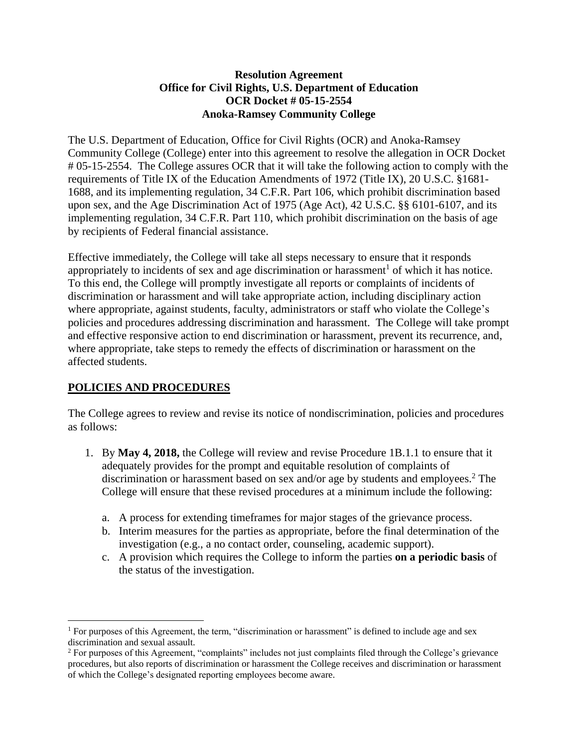**Resolution Agreement**
**Office for Civil Rights, U.S. Department of Education**
**OCR Docket # 05-15-2554**
**Anoka-Ramsey Community College**

The U.S. Department of Education, Office for Civil Rights (OCR) and Anoka-Ramsey Community College (College) enter into this agreement to resolve the allegation in OCR Docket # 05-15-2554. The College assures OCR that it will take the following action to comply with the requirements of Title IX of the Education Amendments of 1972 (Title IX), 20 U.S.C. §1681-1688, and its implementing regulation, 34 C.F.R. Part 106, which prohibit discrimination based upon sex, and the Age Discrimination Act of 1975 (Age Act), 42 U.S.C. §§ 6101-6107, and its implementing regulation, 34 C.F.R. Part 110, which prohibit discrimination on the basis of age by recipients of Federal financial assistance.

Effective immediately, the College will take all steps necessary to ensure that it responds appropriately to incidents of sex and age discrimination or harassment[1] of which it has notice. To this end, the College will promptly investigate all reports or complaints of incidents of discrimination or harassment and will take appropriate action, including disciplinary action where appropriate, against students, faculty, administrators or staff who violate the College's policies and procedures addressing discrimination and harassment. The College will take prompt and effective responsive action to end discrimination or harassment, prevent its recurrence, and, where appropriate, take steps to remedy the effects of discrimination or harassment on the affected students.

## POLICIES AND PROCEDURES

The College agrees to review and revise its notice of nondiscrimination, policies and procedures as follows:

1. By **May 4, 2018,** the College will review and revise Procedure 1B.1.1 to ensure that it adequately provides for the prompt and equitable resolution of complaints of discrimination or harassment based on sex and/or age by students and employees.[2] The College will ensure that these revised procedures at a minimum include the following:

    a. A process for extending timeframes for major stages of the grievance process.
    b. Interim measures for the parties as appropriate, before the final determination of the investigation (e.g., a no contact order, counseling, academic support).
    c. A provision which requires the College to inform the parties **on a periodic basis** of the status of the investigation.

[1] For purposes of this Agreement, the term, "discrimination or harassment" is defined to include age and sex discrimination and sexual assault.

[2] For purposes of this Agreement, "complaints" includes not just complaints filed through the College's grievance procedures, but also reports of discrimination or harassment the College receives and discrimination or harassment of which the College's designated reporting employees become aware.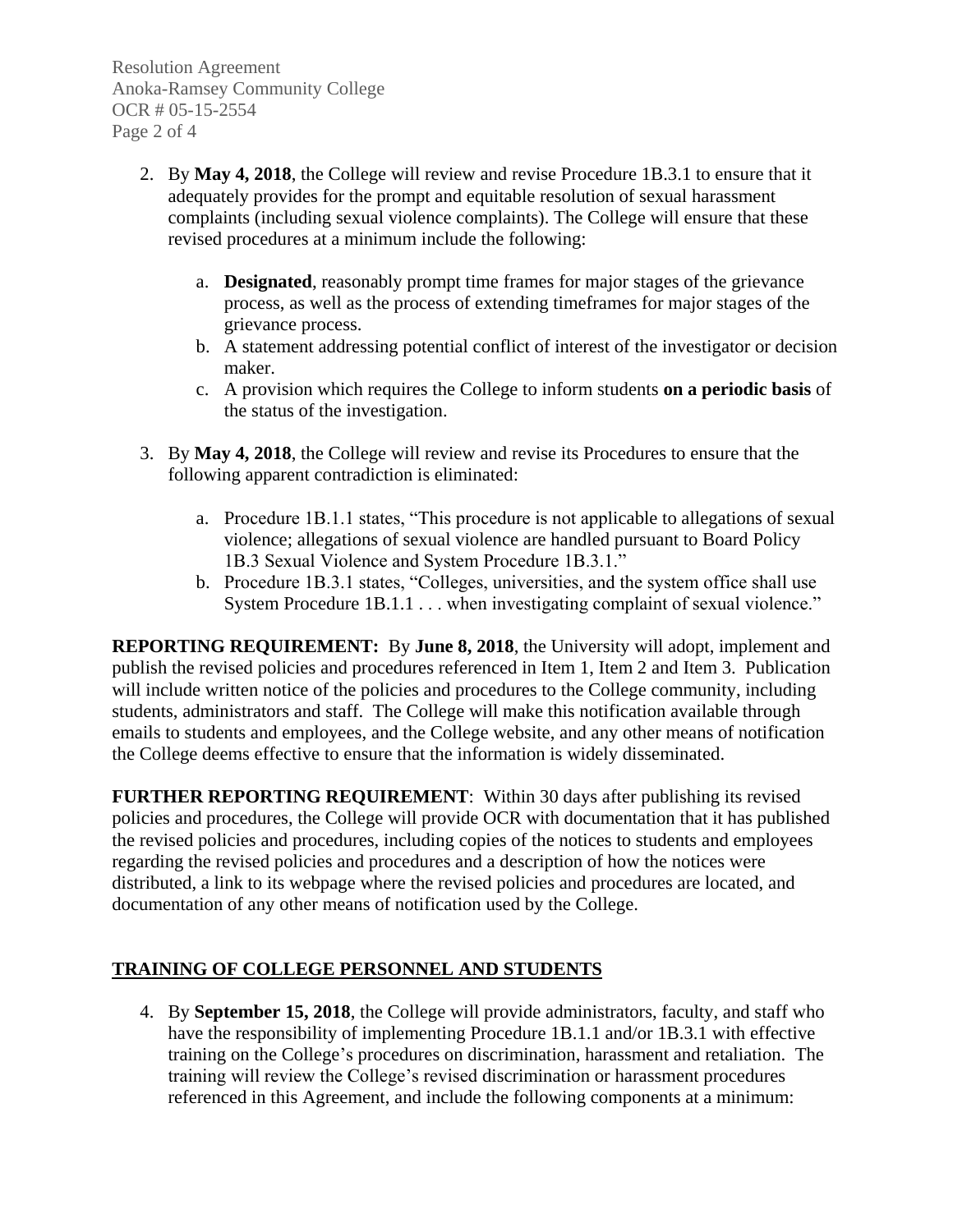2. By **May 4, 2018**, the College will review and revise Procedure 1B.3.1 to ensure that it adequately provides for the prompt and equitable resolution of sexual harassment complaints (including sexual violence complaints). The College will ensure that these revised procedures at a minimum include the following:

    a. **Designated**, reasonably prompt time frames for major stages of the grievance process, as well as the process of extending timeframes for major stages of the grievance process.
    b. A statement addressing potential conflict of interest of the investigator or decision maker.
    c. A provision which requires the College to inform students **on a periodic basis** of the status of the investigation.

3. By **May 4, 2018**, the College will review and revise its Procedures to ensure that the following apparent contradiction is eliminated:

    a. Procedure 1B.1.1 states, "This procedure is not applicable to allegations of sexual violence; allegations of sexual violence are handled pursuant to Board Policy 1B.3 Sexual Violence and System Procedure 1B.3.1."
    b. Procedure 1B.3.1 states, "Colleges, universities, and the system office shall use System Procedure 1B.1.1 . . . when investigating complaint of sexual violence."

**REPORTING REQUIREMENT:** By **June 8, 2018**, the University will adopt, implement and publish the revised policies and procedures referenced in Item 1, Item 2 and Item 3. Publication will include written notice of the policies and procedures to the College community, including students, administrators and staff. The College will make this notification available through emails to students and employees, and the College website, and any other means of notification the College deems effective to ensure that the information is widely disseminated.

**FURTHER REPORTING REQUIREMENT**: Within 30 days after publishing its revised policies and procedures, the College will provide OCR with documentation that it has published the revised policies and procedures, including copies of the notices to students and employees regarding the revised policies and procedures and a description of how the notices were distributed, a link to its webpage where the revised policies and procedures are located, and documentation of any other means of notification used by the College.

## TRAINING OF COLLEGE PERSONNEL AND STUDENTS

4. By **September 15, 2018**, the College will provide administrators, faculty, and staff who have the responsibility of implementing Procedure 1B.1.1 and/or 1B.3.1 with effective training on the College's procedures on discrimination, harassment and retaliation. The training will review the College's revised discrimination or harassment procedures referenced in this Agreement, and include the following components at a minimum: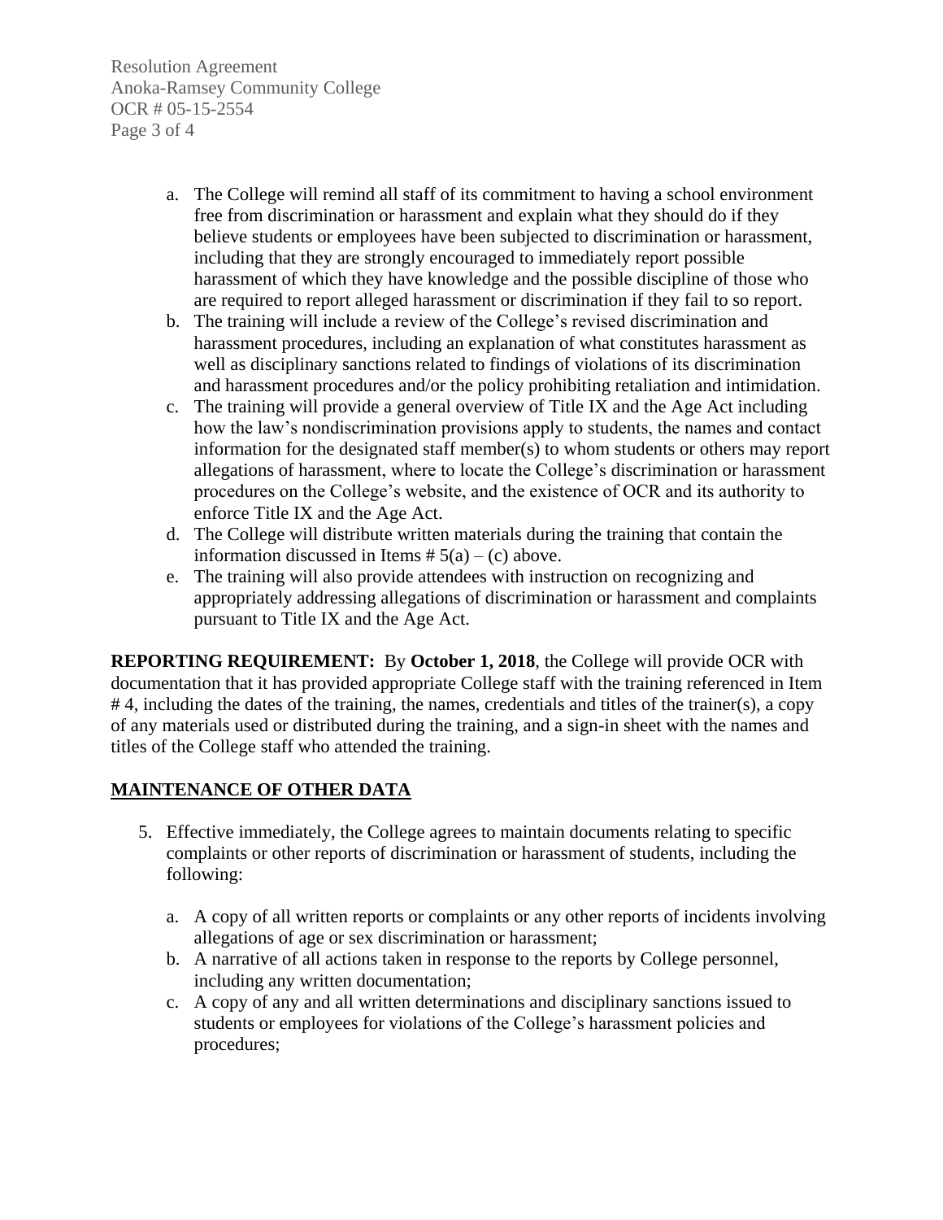a. The College will remind all staff of its commitment to having a school environment free from discrimination or harassment and explain what they should do if they believe students or employees have been subjected to discrimination or harassment, including that they are strongly encouraged to immediately report possible harassment of which they have knowledge and the possible discipline of those who are required to report alleged harassment or discrimination if they fail to so report.
b. The training will include a review of the College's revised discrimination and harassment procedures, including an explanation of what constitutes harassment as well as disciplinary sanctions related to findings of violations of its discrimination and harassment procedures and/or the policy prohibiting retaliation and intimidation.
c. The training will provide a general overview of Title IX and the Age Act including how the law's nondiscrimination provisions apply to students, the names and contact information for the designated staff member(s) to whom students or others may report allegations of harassment, where to locate the College's discrimination or harassment procedures on the College's website, and the existence of OCR and its authority to enforce Title IX and the Age Act.
d. The College will distribute written materials during the training that contain the information discussed in Items # 5(a) – (c) above.
e. The training will also provide attendees with instruction on recognizing and appropriately addressing allegations of discrimination or harassment and complaints pursuant to Title IX and the Age Act.

**REPORTING REQUIREMENT:** By **October 1, 2018**, the College will provide OCR with documentation that it has provided appropriate College staff with the training referenced in Item # 4, including the dates of the training, the names, credentials and titles of the trainer(s), a copy of any materials used or distributed during the training, and a sign-in sheet with the names and titles of the College staff who attended the training.

## MAINTENANCE OF OTHER DATA

5. Effective immediately, the College agrees to maintain documents relating to specific complaints or other reports of discrimination or harassment of students, including the following:

    a. A copy of all written reports or complaints or any other reports of incidents involving allegations of age or sex discrimination or harassment;
    b. A narrative of all actions taken in response to the reports by College personnel, including any written documentation;
    c. A copy of any and all written determinations and disciplinary sanctions issued to students or employees for violations of the College's harassment policies and procedures;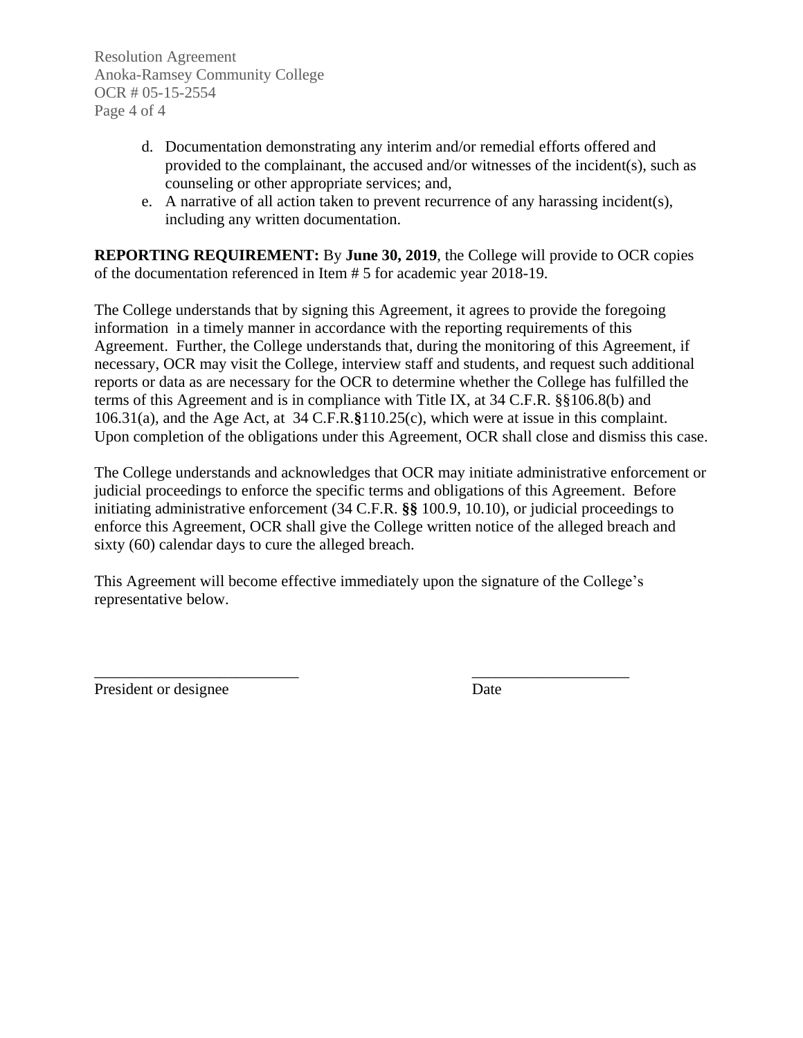d. Documentation demonstrating any interim and/or remedial efforts offered and provided to the complainant, the accused and/or witnesses of the incident(s), such as counseling or other appropriate services; and,
e. A narrative of all action taken to prevent recurrence of any harassing incident(s), including any written documentation.

**REPORTING REQUIREMENT:** By **June 30, 2019**, the College will provide to OCR copies of the documentation referenced in Item # 5 for academic year 2018-19.

The College understands that by signing this Agreement, it agrees to provide the foregoing information in a timely manner in accordance with the reporting requirements of this Agreement. Further, the College understands that, during the monitoring of this Agreement, if necessary, OCR may visit the College, interview staff and students, and request such additional reports or data as are necessary for the OCR to determine whether the College has fulfilled the terms of this Agreement and is in compliance with Title IX, at 34 C.F.R. §§106.8(b) and 106.31(a), and the Age Act, at 34 C.F.R.§110.25(c), which were at issue in this complaint. Upon completion of the obligations under this Agreement, OCR shall close and dismiss this case.

The College understands and acknowledges that OCR may initiate administrative enforcement or judicial proceedings to enforce the specific terms and obligations of this Agreement. Before initiating administrative enforcement (34 C.F.R. **§§** 100.9, 10.10), or judicial proceedings to enforce this Agreement, OCR shall give the College written notice of the alleged breach and sixty (60) calendar days to cure the alleged breach.

This Agreement will become effective immediately upon the signature of the College's representative below.

__________________________ ____________________

President or designee Date